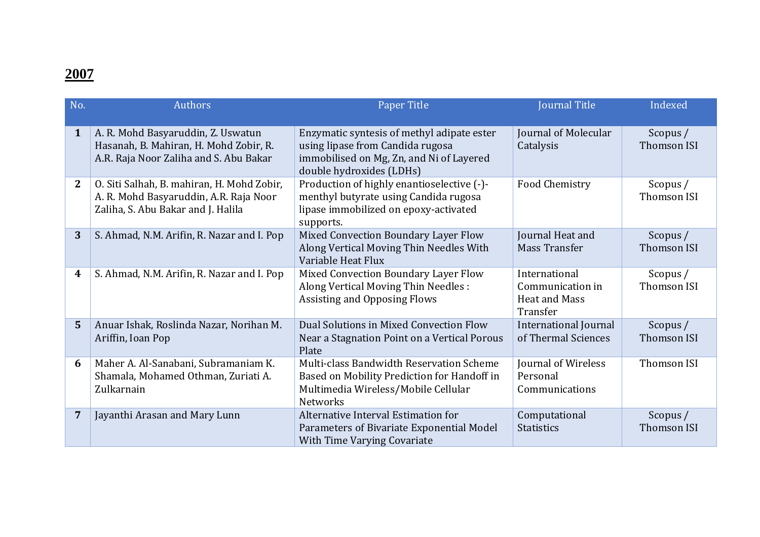## **2007**

| No. | Authors | Paper Title | Journal Title | Indexed |
|---|---|---|---|---|
| **1** | A. R. Mohd Basyaruddin, Z. Uswatun Hasanah, B. Mahiran, H. Mohd Zobir, R. A.R. Raja Noor Zaliha and S. Abu Bakar | Enzymatic syntesis of methyl adipate ester using lipase from Candida rugosa immobilised on Mg, Zn, and Ni of Layered double hydroxides (LDHs) | Journal of Molecular Catalysis | Scopus / Thomson ISI |
| **2** | O. Siti Salhah, B. mahiran, H. Mohd Zobir, A. R. Mohd Basyaruddin, A.R. Raja Noor Zaliha, S. Abu Bakar and J. Halila | Production of highly enantioselective (-)-menthyl butyrate using Candida rugosa lipase immobilized on epoxy-activated supports. | Food Chemistry | Scopus / Thomson ISI |
| **3** | S. Ahmad, N.M. Arifin, R. Nazar and I. Pop | Mixed Convection Boundary Layer Flow Along Vertical Moving Thin Needles With Variable Heat Flux | Journal Heat and Mass Transfer | Scopus / Thomson ISI |
| **4** | S. Ahmad, N.M. Arifin, R. Nazar and I. Pop | Mixed Convection Boundary Layer Flow Along Vertical Moving Thin Needles : Assisting and Opposing Flows | International Communication in Heat and Mass Transfer | Scopus / Thomson ISI |
| **5** | Anuar Ishak, Roslinda Nazar, Norihan M. Ariffin, Ioan Pop | Dual Solutions in Mixed Convection Flow Near a Stagnation Point on a Vertical Porous Plate | International Journal of Thermal Sciences | Scopus / Thomson ISI |
| **6** | Maher A. Al-Sanabani, Subramaniam K. Shamala, Mohamed Othman, Zuriati A. Zulkarnain | Multi-class Bandwidth Reservation Scheme Based on Mobility Prediction for Handoff in Multimedia Wireless/Mobile Cellular Networks | Journal of Wireless Personal Communications | Thomson ISI |
| **7** | Jayanthi Arasan and Mary Lunn | Alternative Interval Estimation for Parameters of Bivariate Exponential Model With Time Varying Covariate | Computational Statistics | Scopus / Thomson ISI |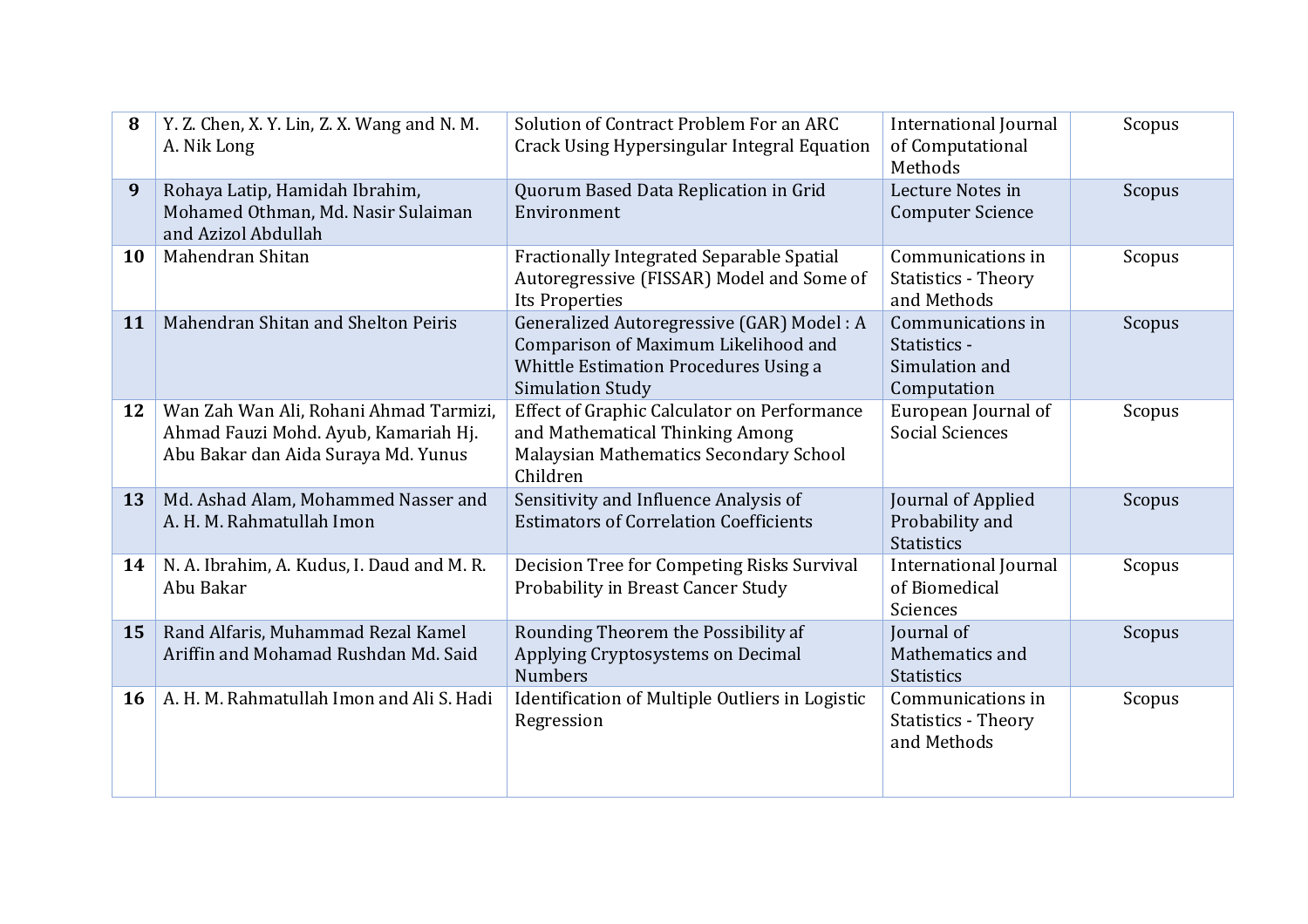| | | | | |
|---|---|---|---|---|
| **8** | Y. Z. Chen, X. Y. Lin, Z. X. Wang and N. M. A. Nik Long | Solution of Contract Problem For an ARC Crack Using Hypersingular Integral Equation | International Journal of Computational Methods | Scopus |
| **9** | Rohaya Latip, Hamidah Ibrahim, Mohamed Othman, Md. Nasir Sulaiman and Azizol Abdullah | Quorum Based Data Replication in Grid Environment | Lecture Notes in Computer Science | Scopus |
| **10** | Mahendran Shitan | Fractionally Integrated Separable Spatial Autoregressive (FISSAR) Model and Some of Its Properties | Communications in Statistics - Theory and Methods | Scopus |
| **11** | Mahendran Shitan and Shelton Peiris | Generalized Autoregressive (GAR) Model : A Comparison of Maximum Likelihood and Whittle Estimation Procedures Using a Simulation Study | Communications in Statistics - Simulation and Computation | Scopus |
| **12** | Wan Zah Wan Ali, Rohani Ahmad Tarmizi, Ahmad Fauzi Mohd. Ayub, Kamariah Hj. Abu Bakar dan Aida Suraya Md. Yunus | Effect of Graphic Calculator on Performance and Mathematical Thinking Among Malaysian Mathematics Secondary School Children | European Journal of Social Sciences | Scopus |
| **13** | Md. Ashad Alam, Mohammed Nasser and A. H. M. Rahmatullah Imon | Sensitivity and Influence Analysis of Estimators of Correlation Coefficients | Journal of Applied Probability and Statistics | Scopus |
| **14** | N. A. Ibrahim, A. Kudus, I. Daud and M. R. Abu Bakar | Decision Tree for Competing Risks Survival Probability in Breast Cancer Study | International Journal of Biomedical Sciences | Scopus |
| **15** | Rand Alfaris, Muhammad Rezal Kamel Ariffin and Mohamad Rushdan Md. Said | Rounding Theorem the Possibility af Applying Cryptosystems on Decimal Numbers | Journal of Mathematics and Statistics | Scopus |
| **16** | A. H. M. Rahmatullah Imon and Ali S. Hadi | Identification of Multiple Outliers in Logistic Regression | Communications in Statistics - Theory and Methods | Scopus |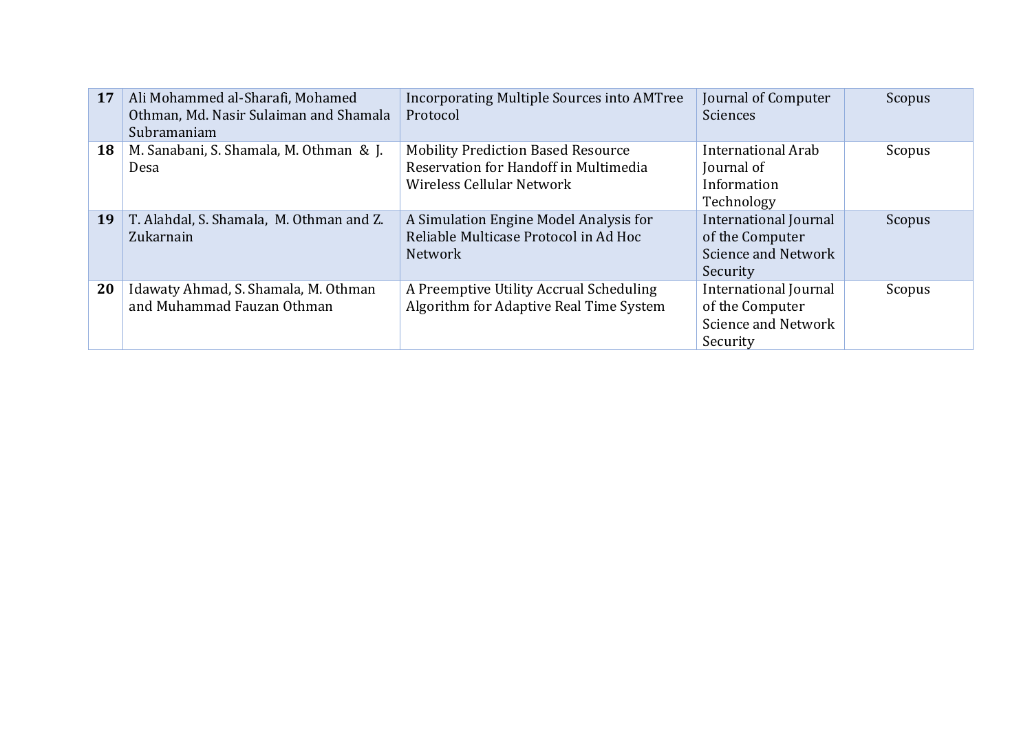| | | | | |
|---|---|---|---|---|
| **17** | Ali Mohammed al-Sharafi, Mohamed Othman, Md. Nasir Sulaiman and Shamala Subramaniam | Incorporating Multiple Sources into AMTree Protocol | Journal of Computer Sciences | Scopus |
| **18** | M. Sanabani, S. Shamala, M. Othman & J. Desa | Mobility Prediction Based Resource Reservation for Handoff in Multimedia Wireless Cellular Network | International Arab Journal of Information Technology | Scopus |
| **19** | T. Alahdal, S. Shamala, M. Othman and Z. Zukarnain | A Simulation Engine Model Analysis for Reliable Multicase Protocol in Ad Hoc Network | International Journal of the Computer Science and Network Security | Scopus |
| **20** | Idawaty Ahmad, S. Shamala, M. Othman and Muhammad Fauzan Othman | A Preemptive Utility Accrual Scheduling Algorithm for Adaptive Real Time System | International Journal of the Computer Science and Network Security | Scopus |